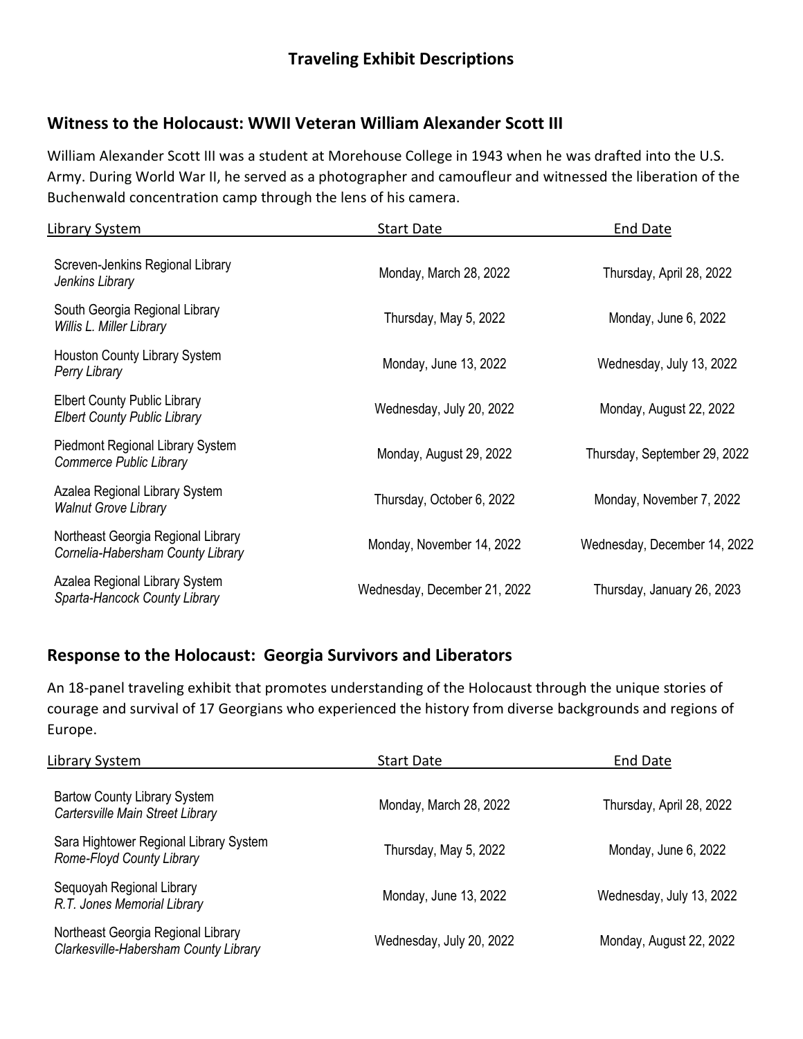# Traveling Exhibit Descriptions

## Witness to the Holocaust: WWII Veteran William Alexander Scott III

William Alexander Scott III was a student at Morehouse College in 1943 when he was drafted into the U.S. Army. During World War II, he served as a photographer and camoufleur and witnessed the liberation of the Buchenwald concentration camp through the lens of his camera.

| Library System | Start Date | End Date |
|---|---|---|
| Screven-Jenkins Regional Library<br>*Jenkins Library* | Monday, March 28, 2022 | Thursday, April 28, 2022 |
| South Georgia Regional Library<br>*Willis L. Miller Library* | Thursday, May 5, 2022 | Monday, June 6, 2022 |
| Houston County Library System<br>*Perry Library* | Monday, June 13, 2022 | Wednesday, July 13, 2022 |
| Elbert County Public Library<br>*Elbert County Public Library* | Wednesday, July 20, 2022 | Monday, August 22, 2022 |
| Piedmont Regional Library System<br>*Commerce Public Library* | Monday, August 29, 2022 | Thursday, September 29, 2022 |
| Azalea Regional Library System<br>*Walnut Grove Library* | Thursday, October 6, 2022 | Monday, November 7, 2022 |
| Northeast Georgia Regional Library<br>*Cornelia-Habersham County Library* | Monday, November 14, 2022 | Wednesday, December 14, 2022 |
| Azalea Regional Library System<br>*Sparta-Hancock County Library* | Wednesday, December 21, 2022 | Thursday, January 26, 2023 |

## Response to the Holocaust: Georgia Survivors and Liberators

An 18-panel traveling exhibit that promotes understanding of the Holocaust through the unique stories of courage and survival of 17 Georgians who experienced the history from diverse backgrounds and regions of Europe.

| Library System | Start Date | End Date |
|---|---|---|
| Bartow County Library System<br>*Cartersville Main Street Library* | Monday, March 28, 2022 | Thursday, April 28, 2022 |
| Sara Hightower Regional Library System<br>*Rome-Floyd County Library* | Thursday, May 5, 2022 | Monday, June 6, 2022 |
| Sequoyah Regional Library<br>*R.T. Jones Memorial Library* | Monday, June 13, 2022 | Wednesday, July 13, 2022 |
| Northeast Georgia Regional Library<br>*Clarkesville-Habersham County Library* | Wednesday, July 20, 2022 | Monday, August 22, 2022 |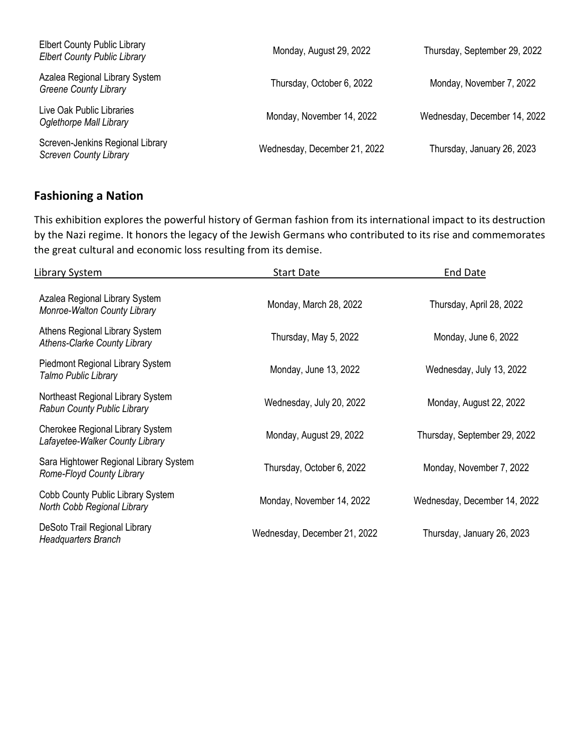| | | |
|---|---|---|
| Elbert County Public Library<br>*Elbert County Public Library* | Monday, August 29, 2022 | Thursday, September 29, 2022 |
| Azalea Regional Library System<br>*Greene County Library* | Thursday, October 6, 2022 | Monday, November 7, 2022 |
| Live Oak Public Libraries<br>*Oglethorpe Mall Library* | Monday, November 14, 2022 | Wednesday, December 14, 2022 |
| Screven-Jenkins Regional Library<br>*Screven County Library* | Wednesday, December 21, 2022 | Thursday, January 26, 2023 |

## Fashioning a Nation

This exhibition explores the powerful history of German fashion from its international impact to its destruction by the Nazi regime. It honors the legacy of the Jewish Germans who contributed to its rise and commemorates the great cultural and economic loss resulting from its demise.

| Library System | Start Date | End Date |
|---|---|---|
| Azalea Regional Library System<br>*Monroe-Walton County Library* | Monday, March 28, 2022 | Thursday, April 28, 2022 |
| Athens Regional Library System<br>*Athens-Clarke County Library* | Thursday, May 5, 2022 | Monday, June 6, 2022 |
| Piedmont Regional Library System<br>*Talmo Public Library* | Monday, June 13, 2022 | Wednesday, July 13, 2022 |
| Northeast Regional Library System<br>*Rabun County Public Library* | Wednesday, July 20, 2022 | Monday, August 22, 2022 |
| Cherokee Regional Library System<br>*Lafayetee-Walker County Library* | Monday, August 29, 2022 | Thursday, September 29, 2022 |
| Sara Hightower Regional Library System<br>*Rome-Floyd County Library* | Thursday, October 6, 2022 | Monday, November 7, 2022 |
| Cobb County Public Library System<br>*North Cobb Regional Library* | Monday, November 14, 2022 | Wednesday, December 14, 2022 |
| DeSoto Trail Regional Library<br>*Headquarters Branch* | Wednesday, December 21, 2022 | Thursday, January 26, 2023 |